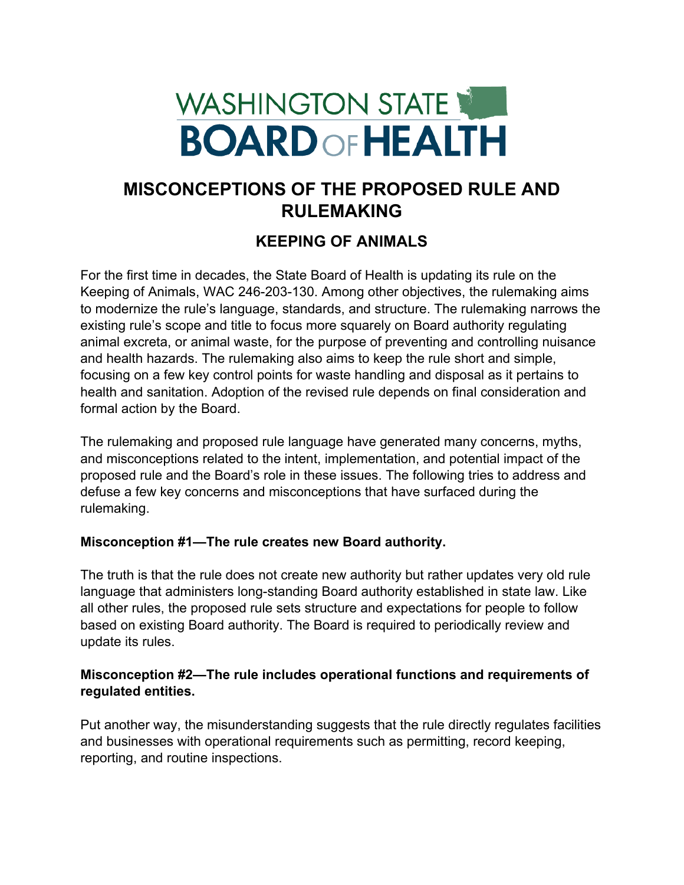WASHINGTON STATE BOARD OF HEALTH

# MISCONCEPTIONS OF THE PROPOSED RULE AND RULEMAKING

## KEEPING OF ANIMALS

For the first time in decades, the State Board of Health is updating its rule on the Keeping of Animals, WAC 246-203-130. Among other objectives, the rulemaking aims to modernize the rule's language, standards, and structure. The rulemaking narrows the existing rule's scope and title to focus more squarely on Board authority regulating animal excreta, or animal waste, for the purpose of preventing and controlling nuisance and health hazards. The rulemaking also aims to keep the rule short and simple, focusing on a few key control points for waste handling and disposal as it pertains to health and sanitation. Adoption of the revised rule depends on final consideration and formal action by the Board.

The rulemaking and proposed rule language have generated many concerns, myths, and misconceptions related to the intent, implementation, and potential impact of the proposed rule and the Board's role in these issues. The following tries to address and defuse a few key concerns and misconceptions that have surfaced during the rulemaking.

**Misconception #1—The rule creates new Board authority.**

The truth is that the rule does not create new authority but rather updates very old rule language that administers long-standing Board authority established in state law. Like all other rules, the proposed rule sets structure and expectations for people to follow based on existing Board authority. The Board is required to periodically review and update its rules.

**Misconception #2—The rule includes operational functions and requirements of regulated entities.**

Put another way, the misunderstanding suggests that the rule directly regulates facilities and businesses with operational requirements such as permitting, record keeping, reporting, and routine inspections.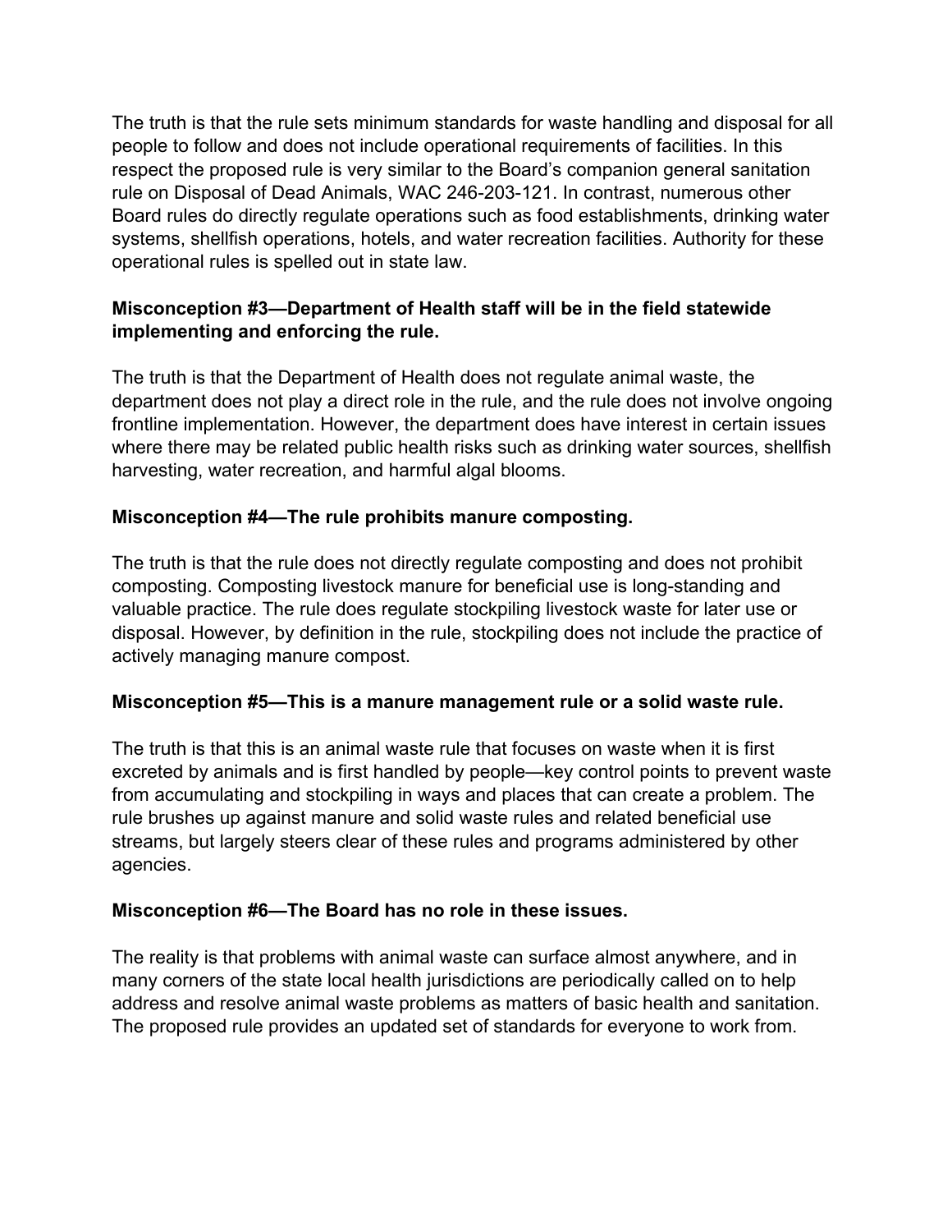The truth is that the rule sets minimum standards for waste handling and disposal for all people to follow and does not include operational requirements of facilities. In this respect the proposed rule is very similar to the Board's companion general sanitation rule on Disposal of Dead Animals, WAC 246-203-121. In contrast, numerous other Board rules do directly regulate operations such as food establishments, drinking water systems, shellfish operations, hotels, and water recreation facilities. Authority for these operational rules is spelled out in state law.

**Misconception #3—Department of Health staff will be in the field statewide implementing and enforcing the rule.**

The truth is that the Department of Health does not regulate animal waste, the department does not play a direct role in the rule, and the rule does not involve ongoing frontline implementation. However, the department does have interest in certain issues where there may be related public health risks such as drinking water sources, shellfish harvesting, water recreation, and harmful algal blooms.

**Misconception #4—The rule prohibits manure composting.**

The truth is that the rule does not directly regulate composting and does not prohibit composting. Composting livestock manure for beneficial use is long-standing and valuable practice. The rule does regulate stockpiling livestock waste for later use or disposal. However, by definition in the rule, stockpiling does not include the practice of actively managing manure compost.

**Misconception #5—This is a manure management rule or a solid waste rule.**

The truth is that this is an animal waste rule that focuses on waste when it is first excreted by animals and is first handled by people—key control points to prevent waste from accumulating and stockpiling in ways and places that can create a problem. The rule brushes up against manure and solid waste rules and related beneficial use streams, but largely steers clear of these rules and programs administered by other agencies.

**Misconception #6—The Board has no role in these issues.**

The reality is that problems with animal waste can surface almost anywhere, and in many corners of the state local health jurisdictions are periodically called on to help address and resolve animal waste problems as matters of basic health and sanitation. The proposed rule provides an updated set of standards for everyone to work from.